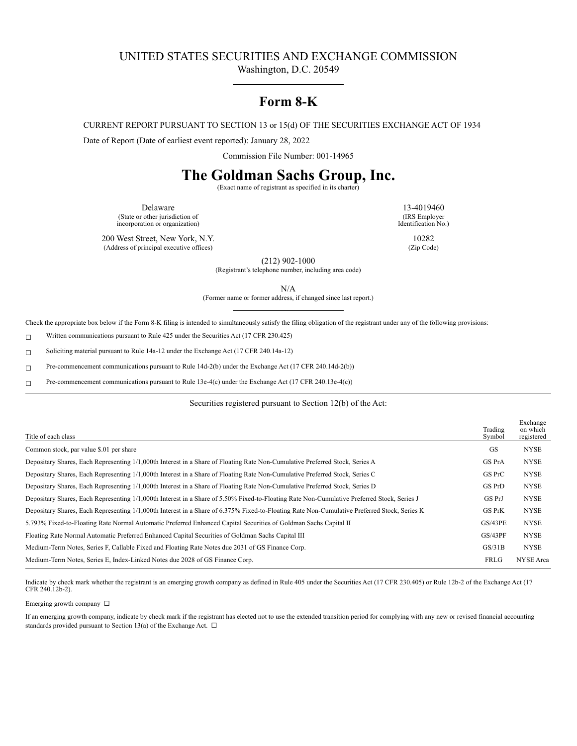UNITED STATES SECURITIES AND EXCHANGE COMMISSION

Washington, D.C. 20549

# Form 8-K

CURRENT REPORT PURSUANT TO SECTION 13 or 15(d) OF THE SECURITIES EXCHANGE ACT OF 1934

Date of Report (Date of earliest event reported): January 28, 2022

Commission File Number: 001-14965

# The Goldman Sachs Group, Inc.

(Exact name of registrant as specified in its charter)

| | |
|---|---|
| Delaware<br>(State or other jurisdiction of incorporation or organization) | 13-4019460<br>(IRS Employer Identification No.) |
| 200 West Street, New York, N.Y.<br>(Address of principal executive offices) | 10282<br>(Zip Code) |

(212) 902-1000

(Registrant's telephone number, including area code)

N/A

(Former name or former address, if changed since last report.)

Check the appropriate box below if the Form 8-K filing is intended to simultaneously satisfy the filing obligation of the registrant under any of the following provisions:

☐ Written communications pursuant to Rule 425 under the Securities Act (17 CFR 230.425)

☐ Soliciting material pursuant to Rule 14a-12 under the Exchange Act (17 CFR 240.14a-12)

☐ Pre-commencement communications pursuant to Rule 14d-2(b) under the Exchange Act (17 CFR 240.14d-2(b))

☐ Pre-commencement communications pursuant to Rule 13e-4(c) under the Exchange Act (17 CFR 240.13e-4(c))

Securities registered pursuant to Section 12(b) of the Act:

| Title of each class | Trading Symbol | Exchange on which registered |
|---|---|---|
| Common stock, par value $.01 per share | GS | NYSE |
| Depositary Shares, Each Representing 1/1,000th Interest in a Share of Floating Rate Non-Cumulative Preferred Stock, Series A | GS PrA | NYSE |
| Depositary Shares, Each Representing 1/1,000th Interest in a Share of Floating Rate Non-Cumulative Preferred Stock, Series C | GS PrC | NYSE |
| Depositary Shares, Each Representing 1/1,000th Interest in a Share of Floating Rate Non-Cumulative Preferred Stock, Series D | GS PrD | NYSE |
| Depositary Shares, Each Representing 1/1,000th Interest in a Share of 5.50% Fixed-to-Floating Rate Non-Cumulative Preferred Stock, Series J | GS PrJ | NYSE |
| Depositary Shares, Each Representing 1/1,000th Interest in a Share of 6.375% Fixed-to-Floating Rate Non-Cumulative Preferred Stock, Series K | GS PrK | NYSE |
| 5.793% Fixed-to-Floating Rate Normal Automatic Preferred Enhanced Capital Securities of Goldman Sachs Capital II | GS/43PE | NYSE |
| Floating Rate Normal Automatic Preferred Enhanced Capital Securities of Goldman Sachs Capital III | GS/43PF | NYSE |
| Medium-Term Notes, Series F, Callable Fixed and Floating Rate Notes due 2031 of GS Finance Corp. | GS/31B | NYSE |
| Medium-Term Notes, Series E, Index-Linked Notes due 2028 of GS Finance Corp. | FRLG | NYSE Arca |

Indicate by check mark whether the registrant is an emerging growth company as defined in Rule 405 under the Securities Act (17 CFR 230.405) or Rule 12b-2 of the Exchange Act (17 CFR 240.12b-2).

Emerging growth company ☐

If an emerging growth company, indicate by check mark if the registrant has elected not to use the extended transition period for complying with any new or revised financial accounting standards provided pursuant to Section 13(a) of the Exchange Act. ☐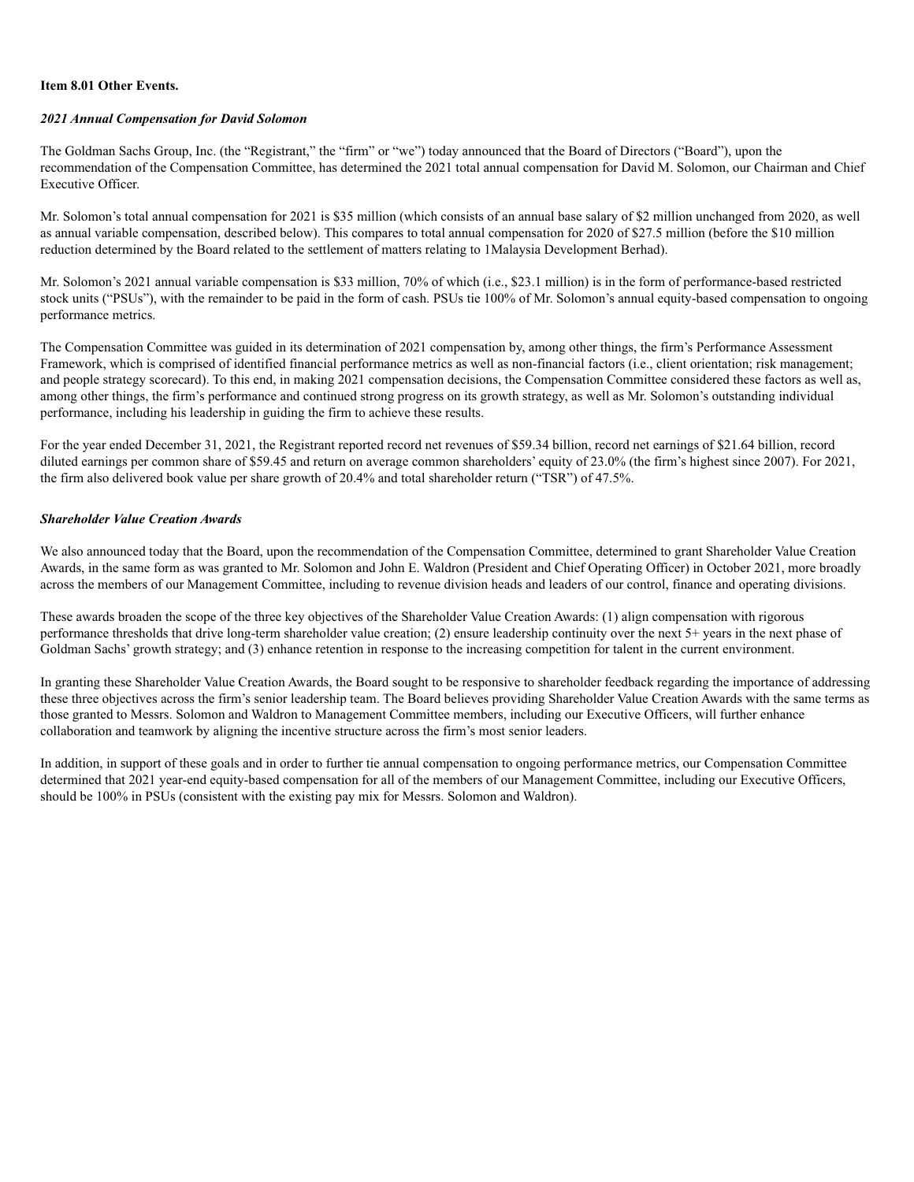**Item 8.01 Other Events.**

***2021 Annual Compensation for David Solomon***

The Goldman Sachs Group, Inc. (the "Registrant," the "firm" or "we") today announced that the Board of Directors ("Board"), upon the recommendation of the Compensation Committee, has determined the 2021 total annual compensation for David M. Solomon, our Chairman and Chief Executive Officer.

Mr. Solomon's total annual compensation for 2021 is $35 million (which consists of an annual base salary of $2 million unchanged from 2020, as well as annual variable compensation, described below). This compares to total annual compensation for 2020 of $27.5 million (before the $10 million reduction determined by the Board related to the settlement of matters relating to 1Malaysia Development Berhad).

Mr. Solomon's 2021 annual variable compensation is $33 million, 70% of which (i.e., $23.1 million) is in the form of performance-based restricted stock units ("PSUs"), with the remainder to be paid in the form of cash. PSUs tie 100% of Mr. Solomon's annual equity-based compensation to ongoing performance metrics.

The Compensation Committee was guided in its determination of 2021 compensation by, among other things, the firm's Performance Assessment Framework, which is comprised of identified financial performance metrics as well as non-financial factors (i.e., client orientation; risk management; and people strategy scorecard). To this end, in making 2021 compensation decisions, the Compensation Committee considered these factors as well as, among other things, the firm's performance and continued strong progress on its growth strategy, as well as Mr. Solomon's outstanding individual performance, including his leadership in guiding the firm to achieve these results.

For the year ended December 31, 2021, the Registrant reported record net revenues of $59.34 billion, record net earnings of $21.64 billion, record diluted earnings per common share of $59.45 and return on average common shareholders' equity of 23.0% (the firm's highest since 2007). For 2021, the firm also delivered book value per share growth of 20.4% and total shareholder return ("TSR") of 47.5%.

***Shareholder Value Creation Awards***

We also announced today that the Board, upon the recommendation of the Compensation Committee, determined to grant Shareholder Value Creation Awards, in the same form as was granted to Mr. Solomon and John E. Waldron (President and Chief Operating Officer) in October 2021, more broadly across the members of our Management Committee, including to revenue division heads and leaders of our control, finance and operating divisions.

These awards broaden the scope of the three key objectives of the Shareholder Value Creation Awards: (1) align compensation with rigorous performance thresholds that drive long-term shareholder value creation; (2) ensure leadership continuity over the next 5+ years in the next phase of Goldman Sachs' growth strategy; and (3) enhance retention in response to the increasing competition for talent in the current environment.

In granting these Shareholder Value Creation Awards, the Board sought to be responsive to shareholder feedback regarding the importance of addressing these three objectives across the firm's senior leadership team. The Board believes providing Shareholder Value Creation Awards with the same terms as those granted to Messrs. Solomon and Waldron to Management Committee members, including our Executive Officers, will further enhance collaboration and teamwork by aligning the incentive structure across the firm's most senior leaders.

In addition, in support of these goals and in order to further tie annual compensation to ongoing performance metrics, our Compensation Committee determined that 2021 year-end equity-based compensation for all of the members of our Management Committee, including our Executive Officers, should be 100% in PSUs (consistent with the existing pay mix for Messrs. Solomon and Waldron).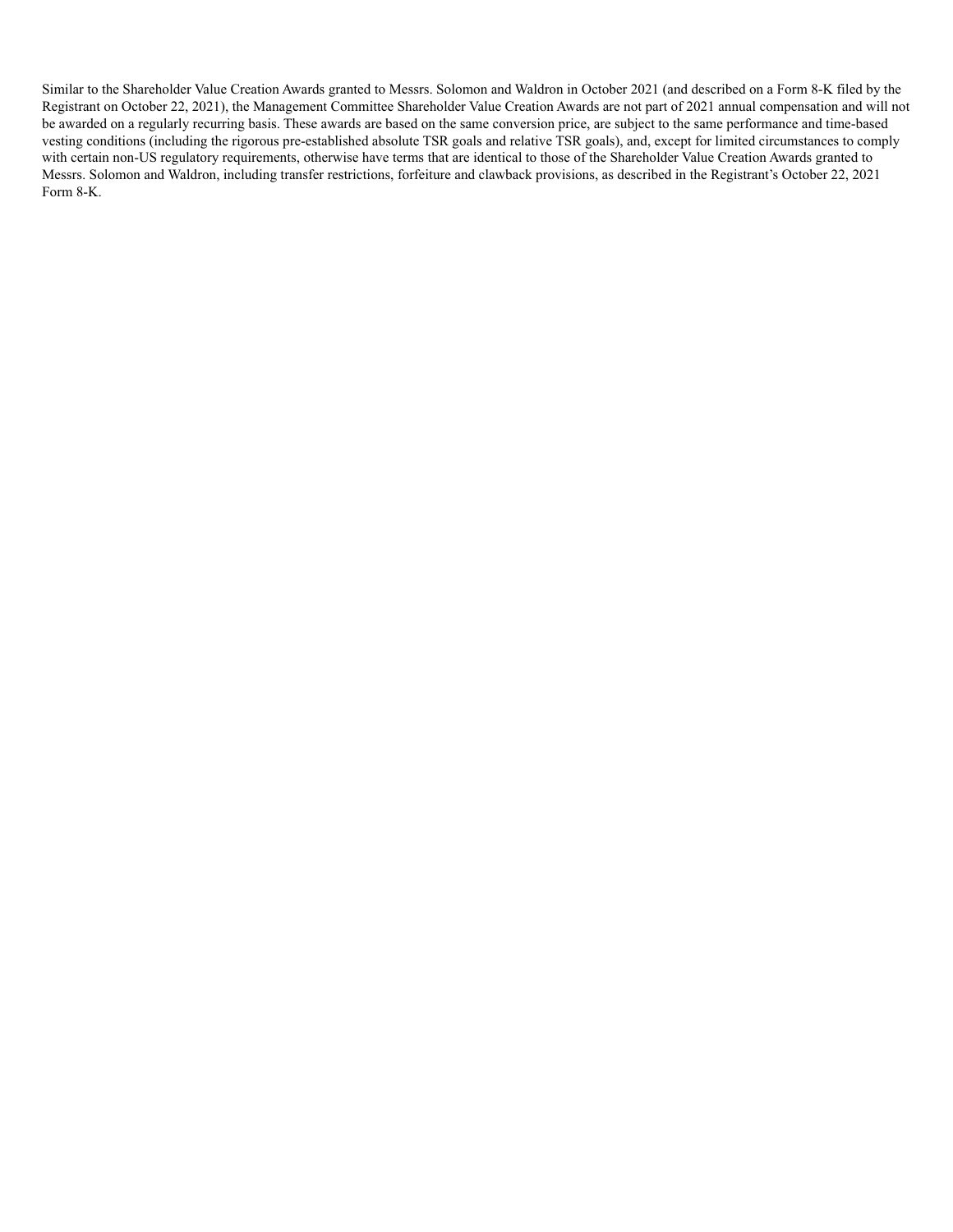Similar to the Shareholder Value Creation Awards granted to Messrs. Solomon and Waldron in October 2021 (and described on a Form 8-K filed by the Registrant on October 22, 2021), the Management Committee Shareholder Value Creation Awards are not part of 2021 annual compensation and will not be awarded on a regularly recurring basis. These awards are based on the same conversion price, are subject to the same performance and time-based vesting conditions (including the rigorous pre-established absolute TSR goals and relative TSR goals), and, except for limited circumstances to comply with certain non-US regulatory requirements, otherwise have terms that are identical to those of the Shareholder Value Creation Awards granted to Messrs. Solomon and Waldron, including transfer restrictions, forfeiture and clawback provisions, as described in the Registrant's October 22, 2021 Form 8-K.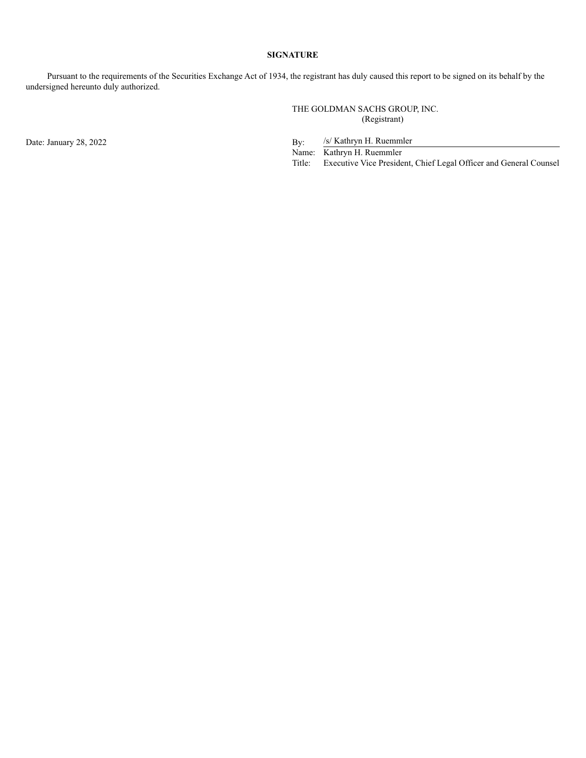**SIGNATURE**

Pursuant to the requirements of the Securities Exchange Act of 1934, the registrant has duly caused this report to be signed on its behalf by the undersigned hereunto duly authorized.

THE GOLDMAN SACHS GROUP, INC.
(Registrant)

Date: January 28, 2022

By: /s/ Kathryn H. Ruemmler
Name: Kathryn H. Ruemmler
Title: Executive Vice President, Chief Legal Officer and General Counsel